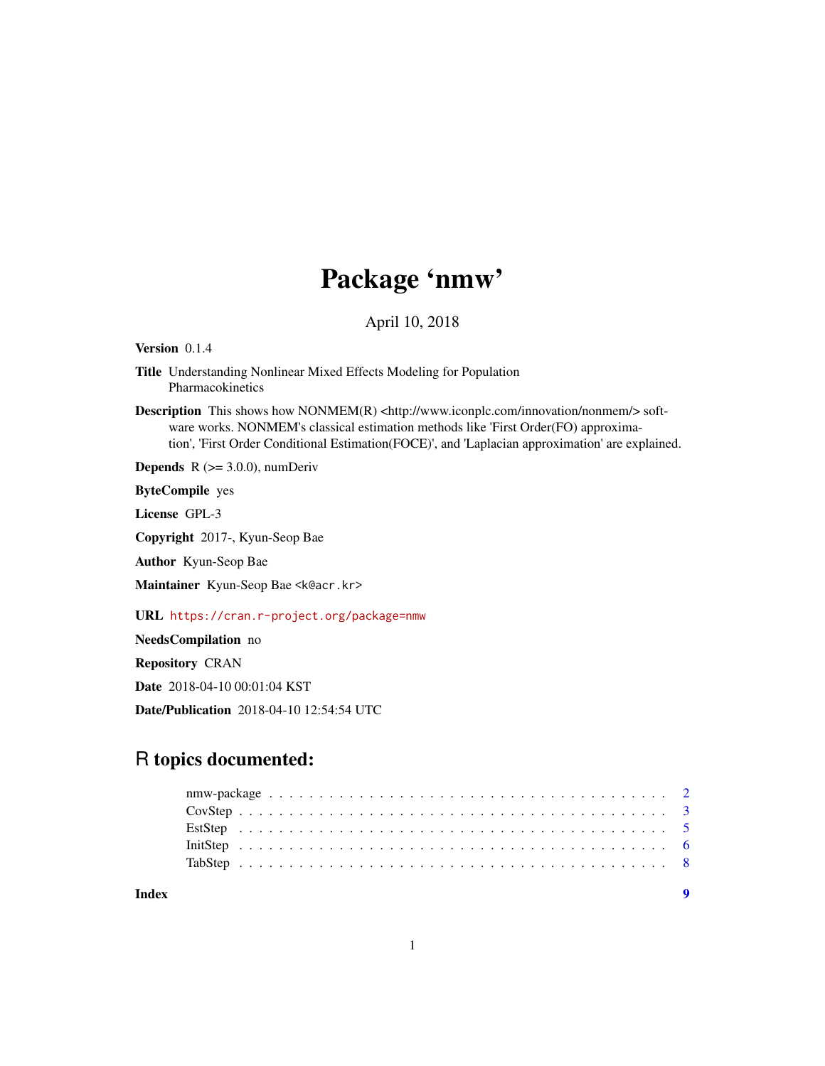# Package 'nmw'

April 10, 2018

**Version** 0.1.4

**Title** Understanding Nonlinear Mixed Effects Modeling for Population Pharmacokinetics

**Description** This shows how NONMEM(R) <http://www.iconplc.com/innovation/nonmem/> software works. NONMEM's classical estimation methods like 'First Order(FO) approximation', 'First Order Conditional Estimation(FOCE)', and 'Laplacian approximation' are explained.

**Depends** R (>= 3.0.0), numDeriv

**ByteCompile** yes

**License** GPL-3

**Copyright** 2017-, Kyun-Seop Bae

**Author** Kyun-Seop Bae

**Maintainer** Kyun-Seop Bae <k@acr.kr>

**URL** https://cran.r-project.org/package=nmw

**NeedsCompilation** no

**Repository** CRAN

**Date** 2018-04-10 00:01:04 KST

**Date/Publication** 2018-04-10 12:54:54 UTC

## R topics documented:

- nmw-package . . . . . . . . . . . . . . . . . . . . . . . . . . . . . . . . . . . . . . 2
- CovStep . . . . . . . . . . . . . . . . . . . . . . . . . . . . . . . . . . . . . . . . . 3
- EstStep . . . . . . . . . . . . . . . . . . . . . . . . . . . . . . . . . . . . . . . . . 5
- InitStep . . . . . . . . . . . . . . . . . . . . . . . . . . . . . . . . . . . . . . . . . 6
- TabStep . . . . . . . . . . . . . . . . . . . . . . . . . . . . . . . . . . . . . . . . . 8

**Index** 9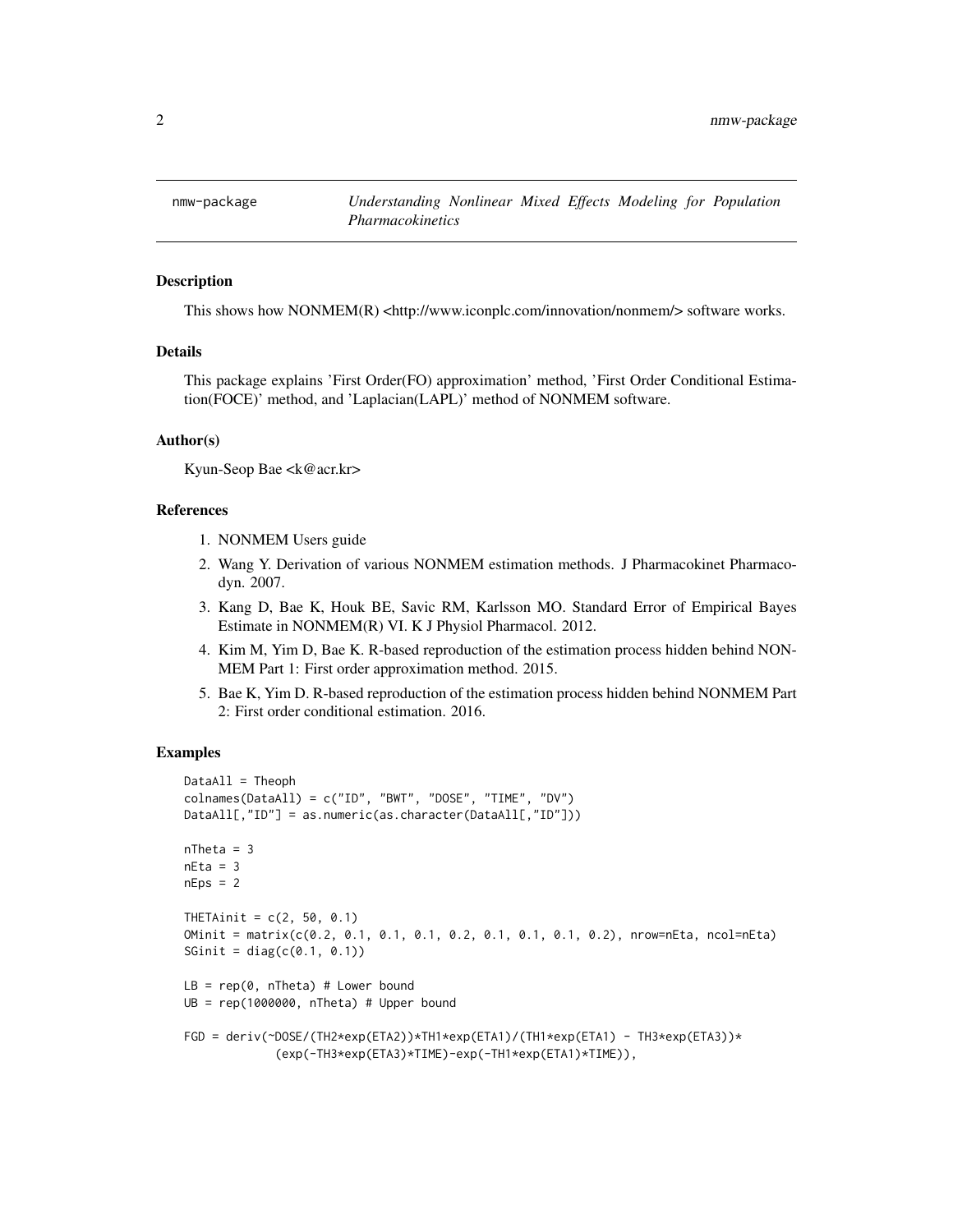nmw-package *Understanding Nonlinear Mixed Effects Modeling for Population Pharmacokinetics*

## Description

This shows how NONMEM(R) <http://www.iconplc.com/innovation/nonmem/> software works.

## Details

This package explains 'First Order(FO) approximation' method, 'First Order Conditional Estimation(FOCE)' method, and 'Laplacian(LAPL)' method of NONMEM software.

## Author(s)

Kyun-Seop Bae <k@acr.kr>

## References

1. NONMEM Users guide
2. Wang Y. Derivation of various NONMEM estimation methods. J Pharmacokinet Pharmacodyn. 2007.
3. Kang D, Bae K, Houk BE, Savic RM, Karlsson MO. Standard Error of Empirical Bayes Estimate in NONMEM(R) VI. K J Physiol Pharmacol. 2012.
4. Kim M, Yim D, Bae K. R-based reproduction of the estimation process hidden behind NONMEM Part 1: First order approximation method. 2015.
5. Bae K, Yim D. R-based reproduction of the estimation process hidden behind NONMEM Part 2: First order conditional estimation. 2016.

## Examples

```
DataAll = Theoph
colnames(DataAll) = c("ID", "BWT", "DOSE", "TIME", "DV")
DataAll[,"ID"] = as.numeric(as.character(DataAll[,"ID"]))

nTheta = 3
nEta = 3
nEps = 2

THETAinit = c(2, 50, 0.1)
OMinit = matrix(c(0.2, 0.1, 0.1, 0.1, 0.2, 0.1, 0.1, 0.1, 0.2), nrow=nEta, ncol=nEta)
SGinit = diag(c(0.1, 0.1))

LB = rep(0, nTheta) # Lower bound
UB = rep(1000000, nTheta) # Upper bound

FGD = deriv(~DOSE/(TH2*exp(ETA2))*TH1*exp(ETA1)/(TH1*exp(ETA1) - TH3*exp(ETA3))*
            (exp(-TH3*exp(ETA3)*TIME)-exp(-TH1*exp(ETA1)*TIME)),
```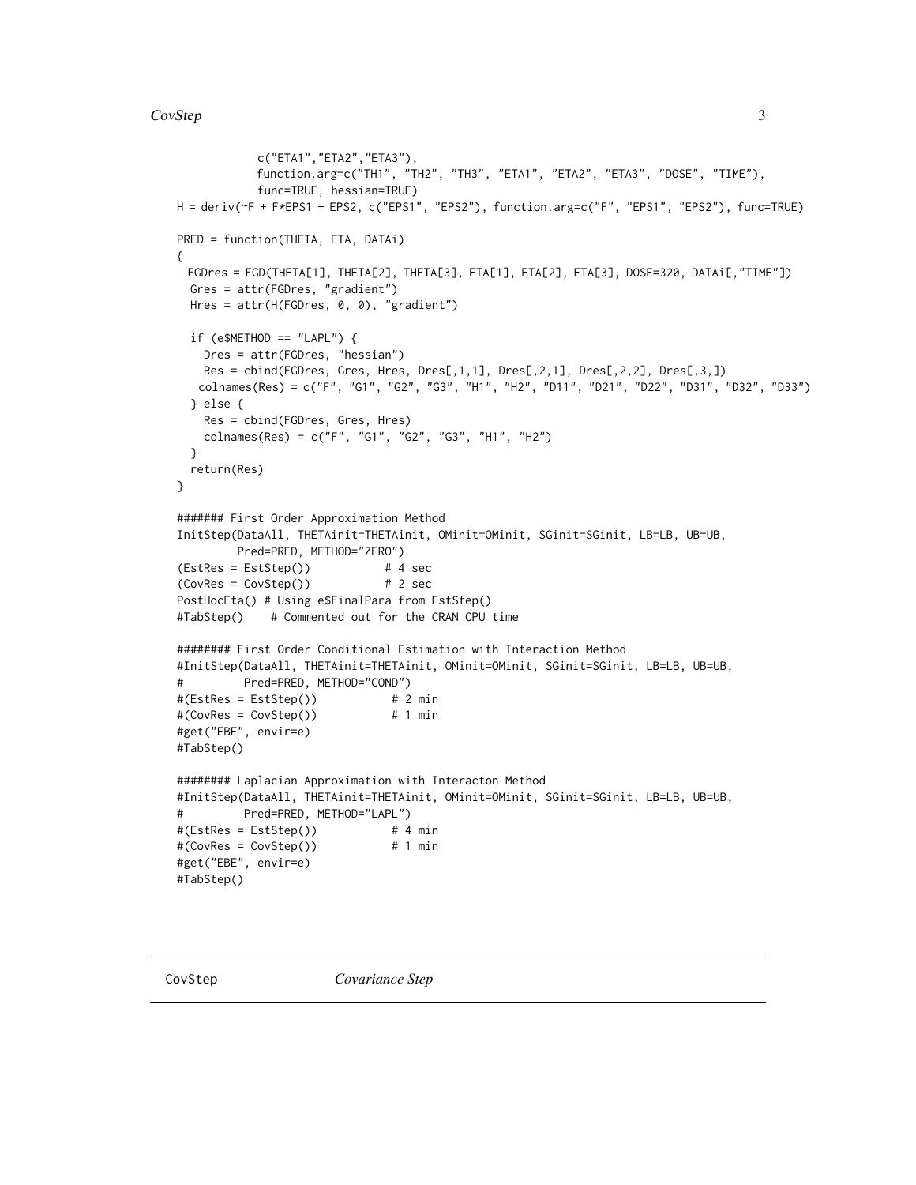```
          c("ETA1","ETA2","ETA3"),
          function.arg=c("TH1", "TH2", "TH3", "ETA1", "ETA2", "ETA3", "DOSE", "TIME"),
          func=TRUE, hessian=TRUE)
H = deriv(~F + F*EPS1 + EPS2, c("EPS1", "EPS2"), function.arg=c("F", "EPS1", "EPS2"), func=TRUE)

PRED = function(THETA, ETA, DATAi)
{
  FGDres = FGD(THETA[1], THETA[2], THETA[3], ETA[1], ETA[2], ETA[3], DOSE=320, DATAi[,"TIME"])
  Gres = attr(FGDres, "gradient")
  Hres = attr(H(FGDres, 0, 0), "gradient")

  if (e$METHOD == "LAPL") {
    Dres = attr(FGDres, "hessian")
    Res = cbind(FGDres, Gres, Hres, Dres[,1,1], Dres[,2,1], Dres[,2,2], Dres[,3,])
   colnames(Res) = c("F", "G1", "G2", "G3", "H1", "H2", "D11", "D21", "D22", "D31", "D32", "D33")
  } else {
    Res = cbind(FGDres, Gres, Hres)
    colnames(Res) = c("F", "G1", "G2", "G3", "H1", "H2")
  }
  return(Res)
}

####### First Order Approximation Method
InitStep(DataAll, THETAinit=THETAinit, OMinit=OMinit, SGinit=SGinit, LB=LB, UB=UB,
         Pred=PRED, METHOD="ZERO")
(EstRes = EstStep())           # 4 sec
(CovRes = CovStep())           # 2 sec
PostHocEta() # Using e$FinalPara from EstStep()
#TabStep()    # Commented out for the CRAN CPU time

######## First Order Conditional Estimation with Interaction Method
#InitStep(DataAll, THETAinit=THETAinit, OMinit=OMinit, SGinit=SGinit, LB=LB, UB=UB,
#         Pred=PRED, METHOD="COND")
#(EstRes = EstStep())           # 2 min
#(CovRes = CovStep())           # 1 min
#get("EBE", envir=e)
#TabStep()

######## Laplacian Approximation with Interacton Method
#InitStep(DataAll, THETAinit=THETAinit, OMinit=OMinit, SGinit=SGinit, LB=LB, UB=UB,
#         Pred=PRED, METHOD="LAPL")
#(EstRes = EstStep())           # 4 min
#(CovRes = CovStep())           # 1 min
#get("EBE", envir=e)
#TabStep()
```

## CovStep *Covariance Step*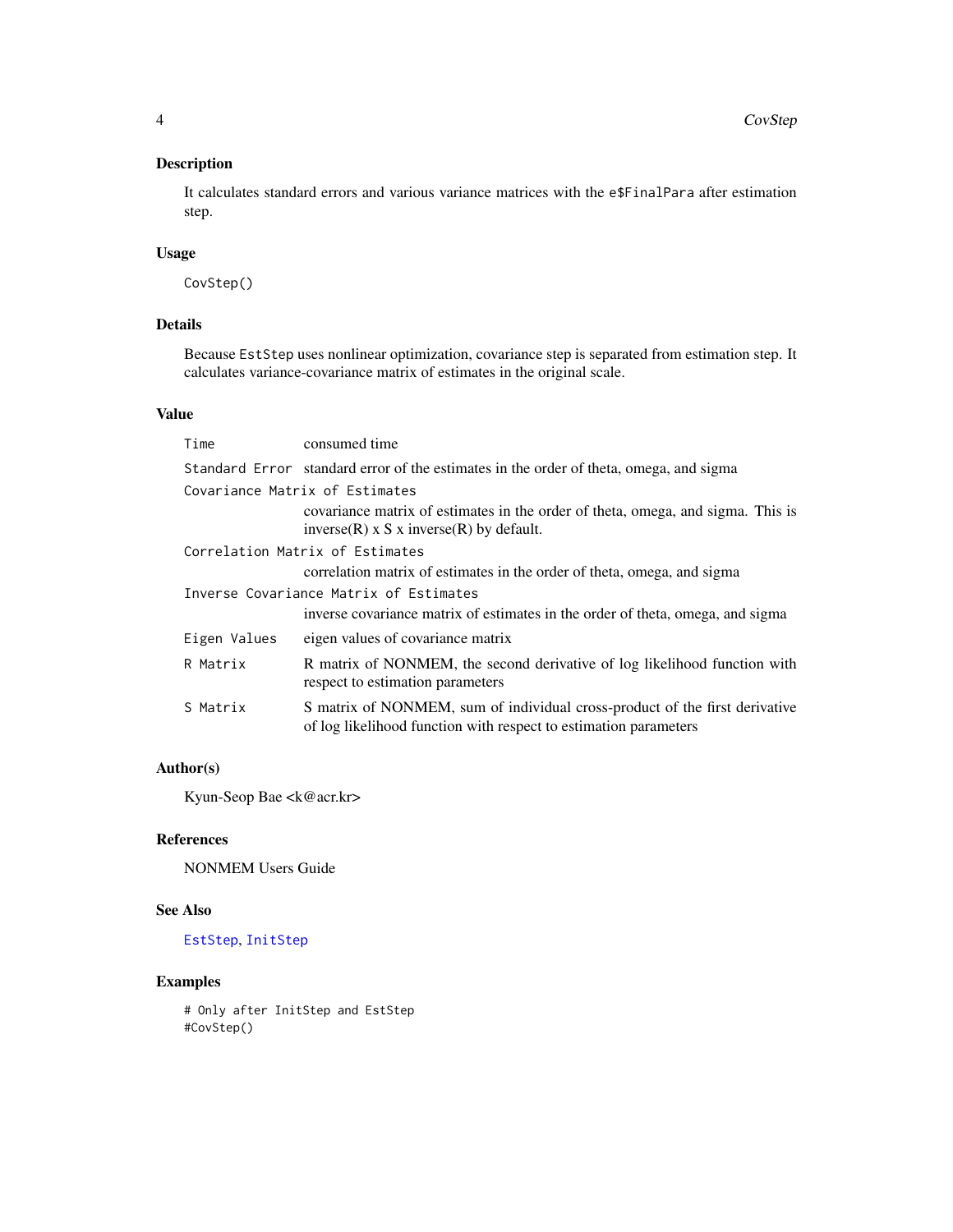## Description

It calculates standard errors and various variance matrices with the `e$FinalPara` after estimation step.

## Usage

```
CovStep()
```

## Details

Because `EstStep` uses nonlinear optimization, covariance step is separated from estimation step. It calculates variance-covariance matrix of estimates in the original scale.

## Value

| | |
|---|---|
| `Time` | consumed time |
| `Standard Error` | standard error of the estimates in the order of theta, omega, and sigma |
| `Covariance Matrix of Estimates` | covariance matrix of estimates in the order of theta, omega, and sigma. This is inverse(R) x S x inverse(R) by default. |
| `Correlation Matrix of Estimates` | correlation matrix of estimates in the order of theta, omega, and sigma |
| `Inverse Covariance Matrix of Estimates` | inverse covariance matrix of estimates in the order of theta, omega, and sigma |
| `Eigen Values` | eigen values of covariance matrix |
| `R Matrix` | R matrix of NONMEM, the second derivative of log likelihood function with respect to estimation parameters |
| `S Matrix` | S matrix of NONMEM, sum of individual cross-product of the first derivative of log likelihood function with respect to estimation parameters |

## Author(s)

Kyun-Seop Bae <k@acr.kr>

## References

NONMEM Users Guide

## See Also

`EstStep`, `InitStep`

## Examples

```
# Only after InitStep and EstStep
#CovStep()
```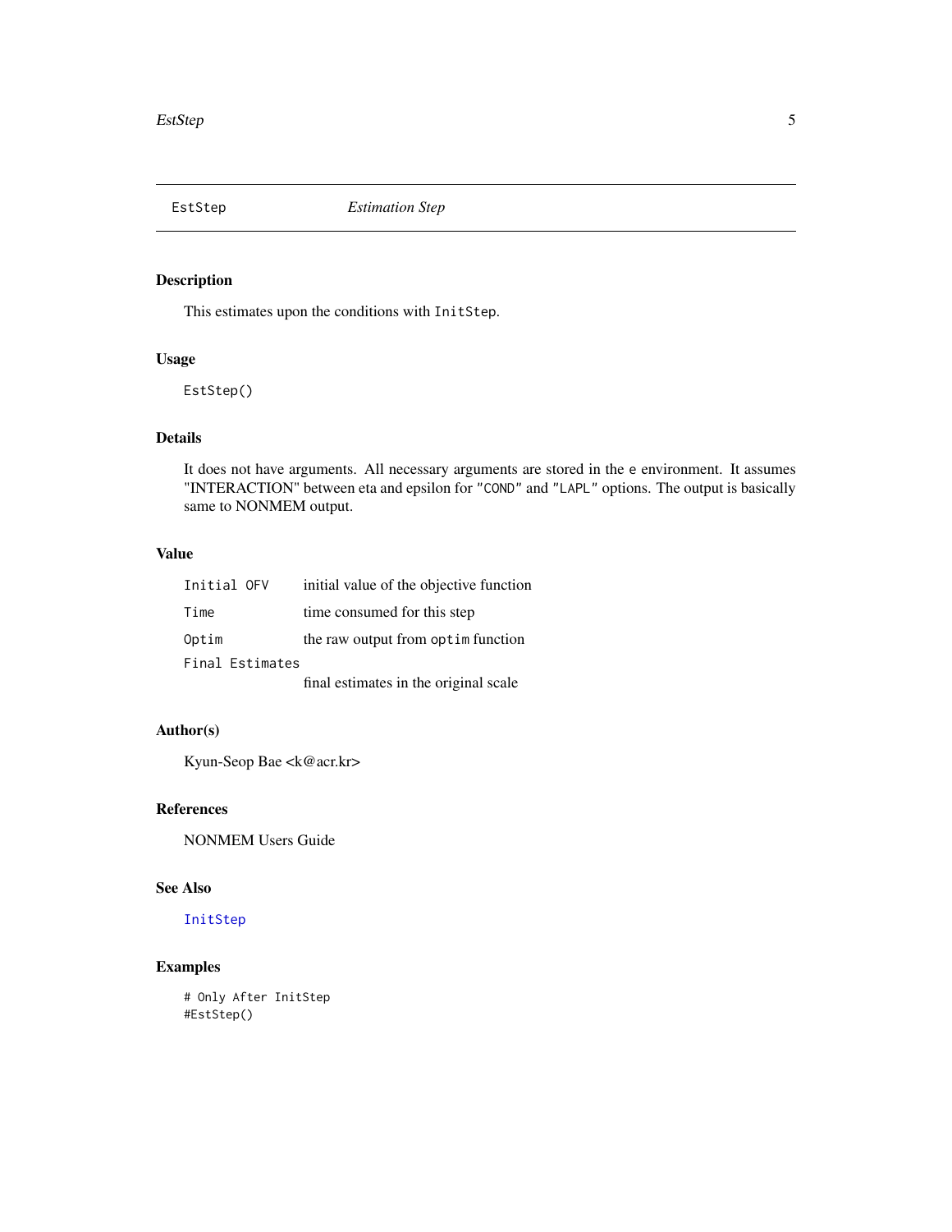# EstStep *Estimation Step*

## Description

This estimates upon the conditions with `InitStep`.

## Usage

```
EstStep()
```

## Details

It does not have arguments. All necessary arguments are stored in the `e` environment. It assumes "INTERACTION" between eta and epsilon for `"COND"` and `"LAPL"` options. The output is basically same to NONMEM output.

## Value

| | |
|---|---|
| `Initial OFV` | initial value of the objective function |
| `Time` | time consumed for this step |
| `Optim` | the raw output from `optim` function |
| `Final Estimates` | final estimates in the original scale |

## Author(s)

Kyun-Seop Bae <k@acr.kr>

## References

NONMEM Users Guide

## See Also

`InitStep`

## Examples

```
# Only After InitStep
#EstStep()
```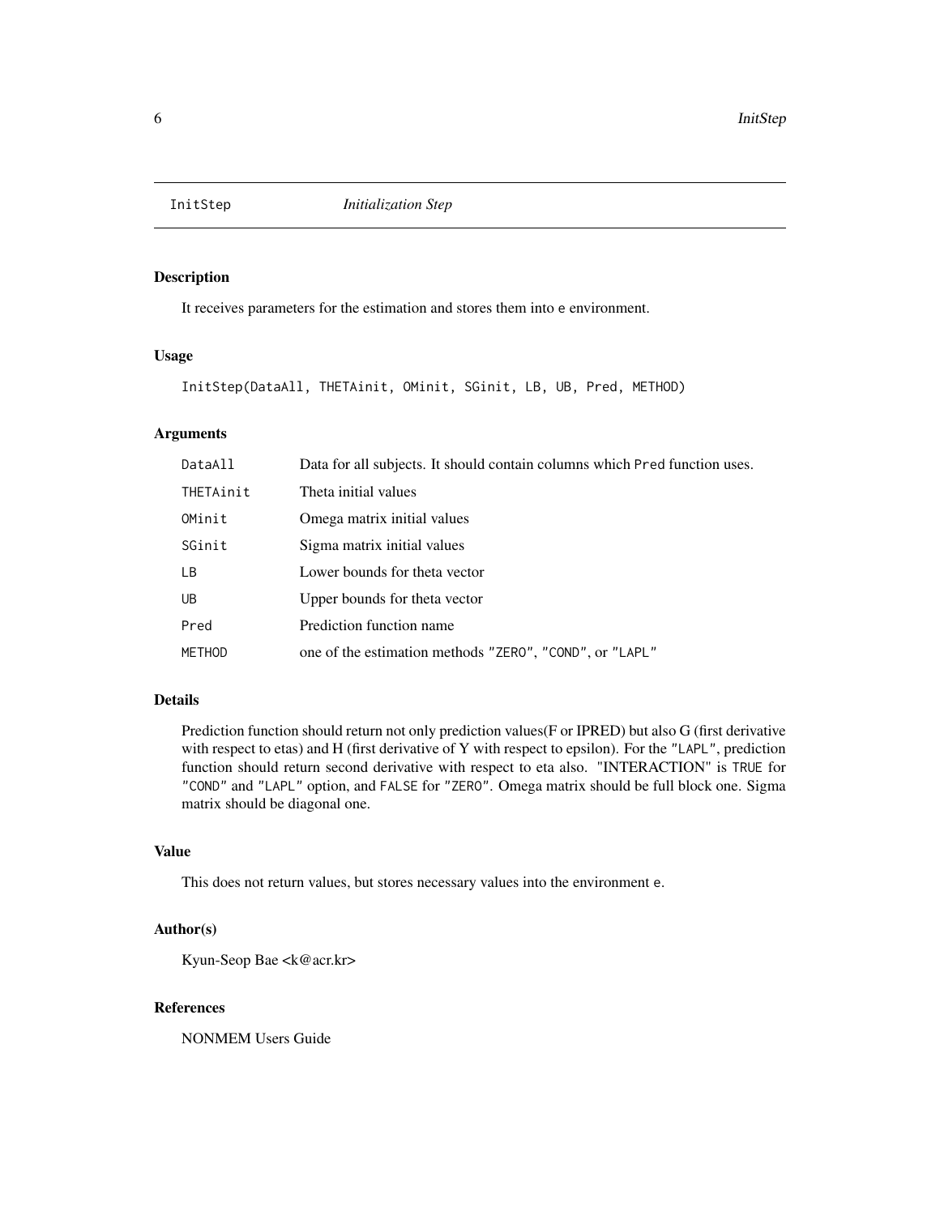InitStep *Initialization Step*

## Description

It receives parameters for the estimation and stores them into `e` environment.

## Usage

```
InitStep(DataAll, THETAinit, OMinit, SGinit, LB, UB, Pred, METHOD)
```

## Arguments

| | |
|---|---|
| `DataAll` | Data for all subjects. It should contain columns which `Pred` function uses. |
| `THETAinit` | Theta initial values |
| `OMinit` | Omega matrix initial values |
| `SGinit` | Sigma matrix initial values |
| `LB` | Lower bounds for theta vector |
| `UB` | Upper bounds for theta vector |
| `Pred` | Prediction function name |
| `METHOD` | one of the estimation methods `"ZERO"`, `"COND"`, or `"LAPL"` |

## Details

Prediction function should return not only prediction values(F or IPRED) but also G (first derivative with respect to etas) and H (first derivative of Y with respect to epsilon). For the `"LAPL"`, prediction function should return second derivative with respect to eta also. "INTERACTION" is `TRUE` for `"COND"` and `"LAPL"` option, and `FALSE` for `"ZERO"`. Omega matrix should be full block one. Sigma matrix should be diagonal one.

## Value

This does not return values, but stores necessary values into the environment `e`.

## Author(s)

Kyun-Seop Bae <k@acr.kr>

## References

NONMEM Users Guide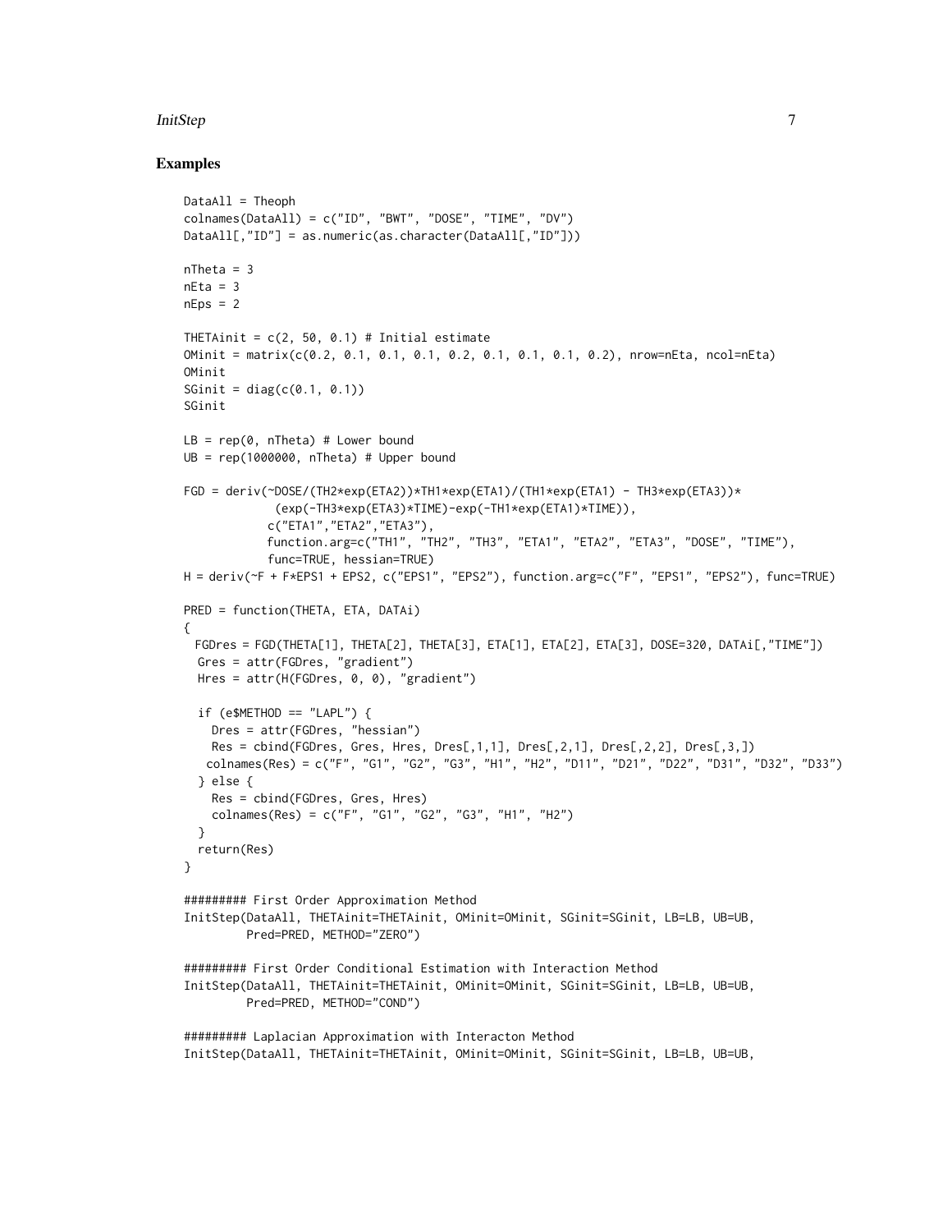## Examples

```
DataAll = Theoph
colnames(DataAll) = c("ID", "BWT", "DOSE", "TIME", "DV")
DataAll[,"ID"] = as.numeric(as.character(DataAll[,"ID"]))

nTheta = 3
nEta = 3
nEps = 2

THETAinit = c(2, 50, 0.1) # Initial estimate
OMinit = matrix(c(0.2, 0.1, 0.1, 0.1, 0.2, 0.1, 0.1, 0.1, 0.2), nrow=nEta, ncol=nEta)
OMinit
SGinit = diag(c(0.1, 0.1))
SGinit

LB = rep(0, nTheta) # Lower bound
UB = rep(1000000, nTheta) # Upper bound

FGD = deriv(~DOSE/(TH2*exp(ETA2))*TH1*exp(ETA1)/(TH1*exp(ETA1) - TH3*exp(ETA3))*
             (exp(-TH3*exp(ETA3)*TIME)-exp(-TH1*exp(ETA1)*TIME)),
            c("ETA1","ETA2","ETA3"),
            function.arg=c("TH1", "TH2", "TH3", "ETA1", "ETA2", "ETA3", "DOSE", "TIME"),
            func=TRUE, hessian=TRUE)
H = deriv(~F + F*EPS1 + EPS2, c("EPS1", "EPS2"), function.arg=c("F", "EPS1", "EPS2"), func=TRUE)

PRED = function(THETA, ETA, DATAi)
{
  FGDres = FGD(THETA[1], THETA[2], THETA[3], ETA[1], ETA[2], ETA[3], DOSE=320, DATAi[,"TIME"])
  Gres = attr(FGDres, "gradient")
  Hres = attr(H(FGDres, 0, 0), "gradient")

  if (e$METHOD == "LAPL") {
    Dres = attr(FGDres, "hessian")
    Res = cbind(FGDres, Gres, Hres, Dres[,1,1], Dres[,2,1], Dres[,2,2], Dres[,3,])
   colnames(Res) = c("F", "G1", "G2", "G3", "H1", "H2", "D11", "D21", "D22", "D31", "D32", "D33")
  } else {
    Res = cbind(FGDres, Gres, Hres)
    colnames(Res) = c("F", "G1", "G2", "G3", "H1", "H2")
  }
  return(Res)
}

######### First Order Approximation Method
InitStep(DataAll, THETAinit=THETAinit, OMinit=OMinit, SGinit=SGinit, LB=LB, UB=UB,
         Pred=PRED, METHOD="ZERO")

######### First Order Conditional Estimation with Interaction Method
InitStep(DataAll, THETAinit=THETAinit, OMinit=OMinit, SGinit=SGinit, LB=LB, UB=UB,
         Pred=PRED, METHOD="COND")

######### Laplacian Approximation with Interacton Method
InitStep(DataAll, THETAinit=THETAinit, OMinit=OMinit, SGinit=SGinit, LB=LB, UB=UB,
```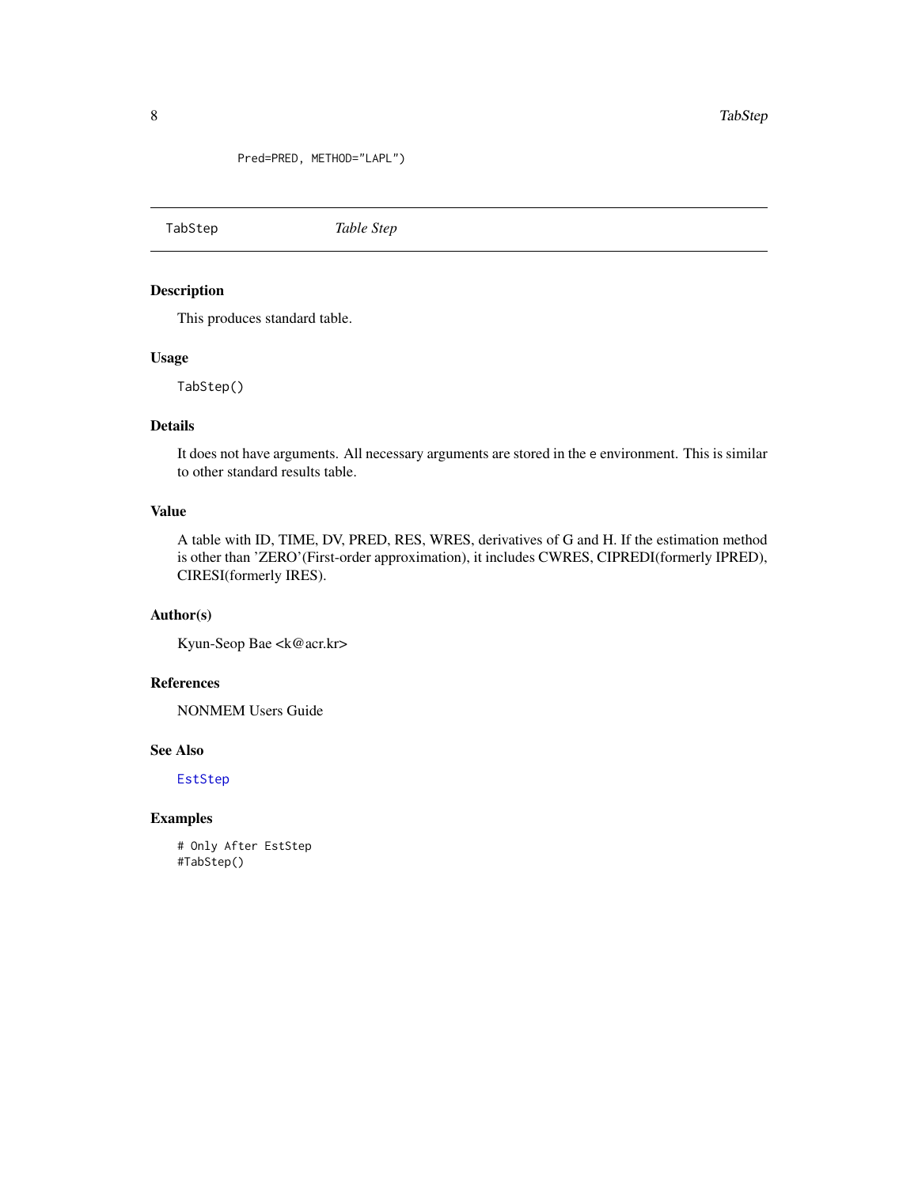```
Pred=PRED, METHOD="LAPL")
```

## TabStep *Table Step*

### Description

This produces standard table.

### Usage

```
TabStep()
```

### Details

It does not have arguments. All necessary arguments are stored in the e environment. This is similar to other standard results table.

### Value

A table with ID, TIME, DV, PRED, RES, WRES, derivatives of G and H. If the estimation method is other than 'ZERO'(First-order approximation), it includes CWRES, CIPREDI(formerly IPRED), CIRESI(formerly IRES).

### Author(s)

Kyun-Seop Bae <k@acr.kr>

### References

NONMEM Users Guide

### See Also

EstStep

### Examples

```
# Only After EstStep
#TabStep()
```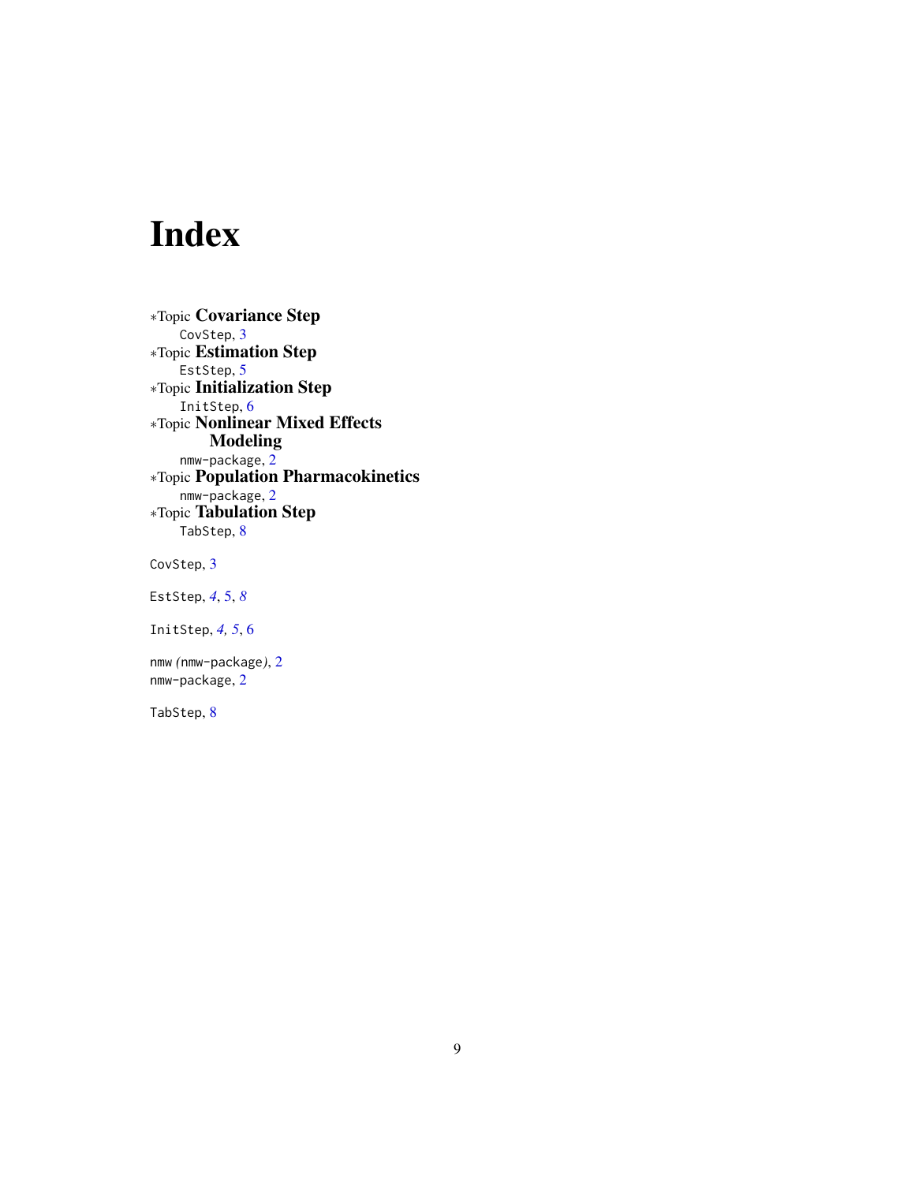# Index

*Topic **Covariance Step**
  CovStep, 3
*Topic **Estimation Step**
  EstStep, 5
*Topic **Initialization Step**
  InitStep, 6
*Topic **Nonlinear Mixed Effects Modeling**
  nmw-package, 2
*Topic **Population Pharmacokinetics**
  nmw-package, 2
*Topic **Tabulation Step**
  TabStep, 8

CovStep, 3

EstStep, *4*, 5, *8*

InitStep, *4, 5*, 6

nmw *(*nmw-package*)*, 2
nmw-package, 2

TabStep, 8